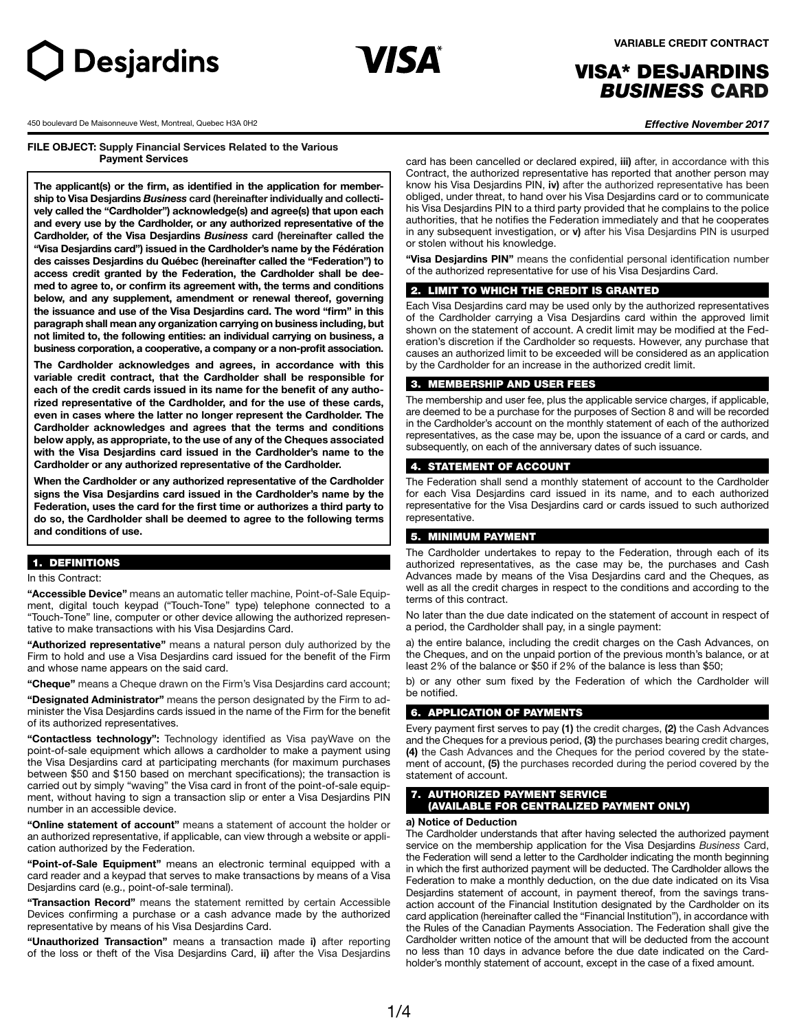Desjardins

VISA*

VARIABLE CREDIT CONTRACT

# VISA* DESJARDINS *BUSINESS* CARD

450 boulevard De Maisonneuve West, Montreal, Quebec H3A 0H2

***Effective November 2017***

**FILE OBJECT: Supply Financial Services Related to the Various Payment Services**

**The applicant(s) or the firm, as identified in the application for membership to Visa Desjardins *Business* card (hereinafter individually and collectively called the "Cardholder") acknowledge(s) and agree(s) that upon each and every use by the Cardholder, or any authorized representative of the Cardholder, of the Visa Desjardins *Business* card (hereinafter called the "Visa Desjardins card") issued in the Cardholder's name by the Fédération des caisses Desjardins du Québec (hereinafter called the "Federation") to access credit granted by the Federation, the Cardholder shall be deemed to agree to, or confirm its agreement with, the terms and conditions below, and any supplement, amendment or renewal thereof, governing the issuance and use of the Visa Desjardins card. The word "firm" in this paragraph shall mean any organization carrying on business including, but not limited to, the following entities: an individual carrying on business, a business corporation, a cooperative, a company or a non-profit association.**

**The Cardholder acknowledges and agrees, in accordance with this variable credit contract, that the Cardholder shall be responsible for each of the credit cards issued in its name for the benefit of any authorized representative of the Cardholder, and for the use of these cards, even in cases where the latter no longer represent the Cardholder. The Cardholder acknowledges and agrees that the terms and conditions below apply, as appropriate, to the use of any of the Cheques associated with the Visa Desjardins card issued in the Cardholder's name to the Cardholder or any authorized representative of the Cardholder.**

**When the Cardholder or any authorized representative of the Cardholder signs the Visa Desjardins card issued in the Cardholder's name by the Federation, uses the card for the first time or authorizes a third party to do so, the Cardholder shall be deemed to agree to the following terms and conditions of use.**

## 1. DEFINITIONS

In this Contract:

**"Accessible Device"** means an automatic teller machine, Point-of-Sale Equipment, digital touch keypad ("Touch-Tone" type) telephone connected to a "Touch-Tone" line, computer or other device allowing the authorized representative to make transactions with his Visa Desjardins Card.

**"Authorized representative"** means a natural person duly authorized by the Firm to hold and use a Visa Desjardins card issued for the benefit of the Firm and whose name appears on the said card.

**"Cheque"** means a Cheque drawn on the Firm's Visa Desjardins card account;

**"Designated Administrator"** means the person designated by the Firm to administer the Visa Desjardins cards issued in the name of the Firm for the benefit of its authorized representatives.

**"Contactless technology":** Technology identified as Visa payWave on the point-of-sale equipment which allows a cardholder to make a payment using the Visa Desjardins card at participating merchants (for maximum purchases between $50 and $150 based on merchant specifications); the transaction is carried out by simply "waving" the Visa card in front of the point-of-sale equipment, without having to sign a transaction slip or enter a Visa Desjardins PIN number in an accessible device.

**"Online statement of account"** means a statement of account the holder or an authorized representative, if applicable, can view through a website or application authorized by the Federation.

**"Point-of-Sale Equipment"** means an electronic terminal equipped with a card reader and a keypad that serves to make transactions by means of a Visa Desjardins card (e.g., point-of-sale terminal).

**"Transaction Record"** means the statement remitted by certain Accessible Devices confirming a purchase or a cash advance made by the authorized representative by means of his Visa Desjardins Card.

**"Unauthorized Transaction"** means a transaction made **i)** after reporting of the loss or theft of the Visa Desjardins Card, **ii)** after the Visa Desjardins card has been cancelled or declared expired, **iii)** after, in accordance with this Contract, the authorized representative has reported that another person may know his Visa Desjardins PIN, **iv)** after the authorized representative has been obliged, under threat, to hand over his Visa Desjardins card or to communicate his Visa Desjardins PIN to a third party provided that he complains to the police authorities, that he notifies the Federation immediately and that he cooperates in any subsequent investigation, or **v)** after his Visa Desjardins PIN is usurped or stolen without his knowledge.

**"Visa Desjardins PIN"** means the confidential personal identification number of the authorized representative for use of his Visa Desjardins Card.

## 2. LIMIT TO WHICH THE CREDIT IS GRANTED

Each Visa Desjardins card may be used only by the authorized representatives of the Cardholder carrying a Visa Desjardins card within the approved limit shown on the statement of account. A credit limit may be modified at the Federation's discretion if the Cardholder so requests. However, any purchase that causes an authorized limit to be exceeded will be considered as an application by the Cardholder for an increase in the authorized credit limit.

## 3. MEMBERSHIP AND USER FEES

The membership and user fee, plus the applicable service charges, if applicable, are deemed to be a purchase for the purposes of Section 8 and will be recorded in the Cardholder's account on the monthly statement of each of the authorized representatives, as the case may be, upon the issuance of a card or cards, and subsequently, on each of the anniversary dates of such issuance.

## 4. STATEMENT OF ACCOUNT

The Federation shall send a monthly statement of account to the Cardholder for each Visa Desjardins card issued in its name, and to each authorized representative for the Visa Desjardins card or cards issued to such authorized representative.

## 5. MINIMUM PAYMENT

The Cardholder undertakes to repay to the Federation, through each of its authorized representatives, as the case may be, the purchases and Cash Advances made by means of the Visa Desjardins card and the Cheques, as well as all the credit charges in respect to the conditions and according to the terms of this contract.

No later than the due date indicated on the statement of account in respect of a period, the Cardholder shall pay, in a single payment:

a) the entire balance, including the credit charges on the Cash Advances, on the Cheques, and on the unpaid portion of the previous month's balance, or at least 2% of the balance or $50 if 2% of the balance is less than $50;

b) or any other sum fixed by the Federation of which the Cardholder will be notified.

## 6. APPLICATION OF PAYMENTS

Every payment first serves to pay **(1)** the credit charges, **(2)** the Cash Advances and the Cheques for a previous period, **(3)** the purchases bearing credit charges, **(4)** the Cash Advances and the Cheques for the period covered by the statement of account, **(5)** the purchases recorded during the period covered by the statement of account.

## 7. AUTHORIZED PAYMENT SERVICE (AVAILABLE FOR CENTRALIZED PAYMENT ONLY)

**a) Notice of Deduction**

The Cardholder understands that after having selected the authorized payment service on the membership application for the Visa Desjardins *Business* Card, the Federation will send a letter to the Cardholder indicating the month beginning in which the first authorized payment will be deducted. The Cardholder allows the Federation to make a monthly deduction, on the due date indicated on its Visa Desjardins statement of account, in payment thereof, from the savings transaction account of the Financial Institution designated by the Cardholder on its card application (hereinafter called the "Financial Institution"), in accordance with the Rules of the Canadian Payments Association. The Federation shall give the Cardholder written notice of the amount that will be deducted from the account no less than 10 days in advance before the due date indicated on the Cardholder's monthly statement of account, except in the case of a fixed amount.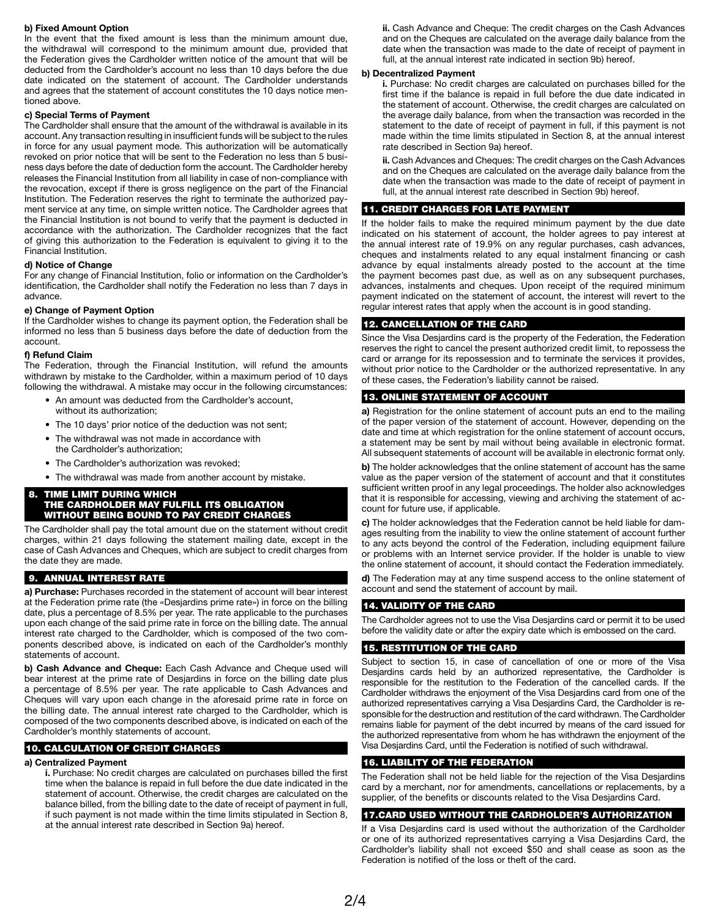**b) Fixed Amount Option**

In the event that the fixed amount is less than the minimum amount due, the withdrawal will correspond to the minimum amount due, provided that the Federation gives the Cardholder written notice of the amount that will be deducted from the Cardholder's account no less than 10 days before the due date indicated on the statement of account. The Cardholder understands and agrees that the statement of account constitutes the 10 days notice mentioned above.

**c) Special Terms of Payment**

The Cardholder shall ensure that the amount of the withdrawal is available in its account. Any transaction resulting in insufficient funds will be subject to the rules in force for any usual payment mode. This authorization will be automatically revoked on prior notice that will be sent to the Federation no less than 5 business days before the date of deduction form the account. The Cardholder hereby releases the Financial Institution from all liability in case of non-compliance with the revocation, except if there is gross negligence on the part of the Financial Institution. The Federation reserves the right to terminate the authorized payment service at any time, on simple written notice. The Cardholder agrees that the Financial Institution is not bound to verify that the payment is deducted in accordance with the authorization. The Cardholder recognizes that the fact of giving this authorization to the Federation is equivalent to giving it to the Financial Institution.

**d) Notice of Change**

For any change of Financial Institution, folio or information on the Cardholder's identification, the Cardholder shall notify the Federation no less than 7 days in advance.

**e) Change of Payment Option**

If the Cardholder wishes to change its payment option, the Federation shall be informed no less than 5 business days before the date of deduction from the account.

**f) Refund Claim**

The Federation, through the Financial Institution, will refund the amounts withdrawn by mistake to the Cardholder, within a maximum period of 10 days following the withdrawal. A mistake may occur in the following circumstances:

- An amount was deducted from the Cardholder's account, without its authorization;
- The 10 days' prior notice of the deduction was not sent;
- The withdrawal was not made in accordance with the Cardholder's authorization;
- The Cardholder's authorization was revoked;
- The withdrawal was made from another account by mistake.

## 8. TIME LIMIT DURING WHICH THE CARDHOLDER MAY FULFILL ITS OBLIGATION WITHOUT BEING BOUND TO PAY CREDIT CHARGES

The Cardholder shall pay the total amount due on the statement without credit charges, within 21 days following the statement mailing date, except in the case of Cash Advances and Cheques, which are subject to credit charges from the date they are made.

## 9. ANNUAL INTEREST RATE

**a) Purchase:** Purchases recorded in the statement of account will bear interest at the Federation prime rate (the «Desjardins prime rate») in force on the billing date, plus a percentage of 8.5% per year. The rate applicable to the purchases upon each change of the said prime rate in force on the billing date. The annual interest rate charged to the Cardholder, which is composed of the two components described above, is indicated on each of the Cardholder's monthly statements of account.

**b) Cash Advance and Cheque:** Each Cash Advance and Cheque used will bear interest at the prime rate of Desjardins in force on the billing date plus a percentage of 8.5% per year. The rate applicable to Cash Advances and Cheques will vary upon each change in the aforesaid prime rate in force on the billing date. The annual interest rate charged to the Cardholder, which is composed of the two components described above, is indicated on each of the Cardholder's monthly statements of account.

## 10. CALCULATION OF CREDIT CHARGES

**a) Centralized Payment**

**i.** Purchase: No credit charges are calculated on purchases billed the first time when the balance is repaid in full before the due date indicated in the statement of account. Otherwise, the credit charges are calculated on the balance billed, from the billing date to the date of receipt of payment in full, if such payment is not made within the time limits stipulated in Section 8, at the annual interest rate described in Section 9a) hereof.

**ii.** Cash Advance and Cheque: The credit charges on the Cash Advances and on the Cheques are calculated on the average daily balance from the date when the transaction was made to the date of receipt of payment in full, at the annual interest rate indicated in section 9b) hereof.

**b) Decentralized Payment**

**i.** Purchase: No credit charges are calculated on purchases billed for the first time if the balance is repaid in full before the due date indicated in the statement of account. Otherwise, the credit charges are calculated on the average daily balance, from when the transaction was recorded in the statement to the date of receipt of payment in full, if this payment is not made within the time limits stipulated in Section 8, at the annual interest rate described in Section 9a) hereof.

**ii.** Cash Advances and Cheques: The credit charges on the Cash Advances and on the Cheques are calculated on the average daily balance from the date when the transaction was made to the date of receipt of payment in full, at the annual interest rate described in Section 9b) hereof.

## 11. CREDIT CHARGES FOR LATE PAYMENT

If the holder fails to make the required minimum payment by the due date indicated on his statement of account, the holder agrees to pay interest at the annual interest rate of 19.9% on any regular purchases, cash advances, cheques and instalments related to any equal instalment financing or cash advance by equal instalments already posted to the account at the time the payment becomes past due, as well as on any subsequent purchases, advances, instalments and cheques. Upon receipt of the required minimum payment indicated on the statement of account, the interest will revert to the regular interest rates that apply when the account is in good standing.

## 12. CANCELLATION OF THE CARD

Since the Visa Desjardins card is the property of the Federation, the Federation reserves the right to cancel the present authorized credit limit, to repossess the card or arrange for its repossession and to terminate the services it provides, without prior notice to the Cardholder or the authorized representative. In any of these cases, the Federation's liability cannot be raised.

## 13. ONLINE STATEMENT OF ACCOUNT

**a)** Registration for the online statement of account puts an end to the mailing of the paper version of the statement of account. However, depending on the date and time at which registration for the online statement of account occurs, a statement may be sent by mail without being available in electronic format. All subsequent statements of account will be available in electronic format only.

**b)** The holder acknowledges that the online statement of account has the same value as the paper version of the statement of account and that it constitutes sufficient written proof in any legal proceedings. The holder also acknowledges that it is responsible for accessing, viewing and archiving the statement of account for future use, if applicable.

**c)** The holder acknowledges that the Federation cannot be held liable for damages resulting from the inability to view the online statement of account further to any acts beyond the control of the Federation, including equipment failure or problems with an Internet service provider. If the holder is unable to view the online statement of account, it should contact the Federation immediately.

**d)** The Federation may at any time suspend access to the online statement of account and send the statement of account by mail.

## 14. VALIDITY OF THE CARD

The Cardholder agrees not to use the Visa Desjardins card or permit it to be used before the validity date or after the expiry date which is embossed on the card.

## 15. RESTITUTION OF THE CARD

Subject to section 15, in case of cancellation of one or more of the Visa Desjardins cards held by an authorized representative, the Cardholder is responsible for the restitution to the Federation of the cancelled cards. If the Cardholder withdraws the enjoyment of the Visa Desjardins card from one of the authorized representatives carrying a Visa Desjardins Card, the Cardholder is responsible for the destruction and restitution of the card withdrawn. The Cardholder remains liable for payment of the debt incurred by means of the card issued for the authorized representative from whom he has withdrawn the enjoyment of the Visa Desjardins Card, until the Federation is notified of such withdrawal.

## 16. LIABILITY OF THE FEDERATION

The Federation shall not be held liable for the rejection of the Visa Desjardins card by a merchant, nor for amendments, cancellations or replacements, by a supplier, of the benefits or discounts related to the Visa Desjardins Card.

## 17.CARD USED WITHOUT THE CARDHOLDER'S AUTHORIZATION

If a Visa Desjardins card is used without the authorization of the Cardholder or one of its authorized representatives carrying a Visa Desjardins Card, the Cardholder's liability shall not exceed $50 and shall cease as soon as the Federation is notified of the loss or theft of the card.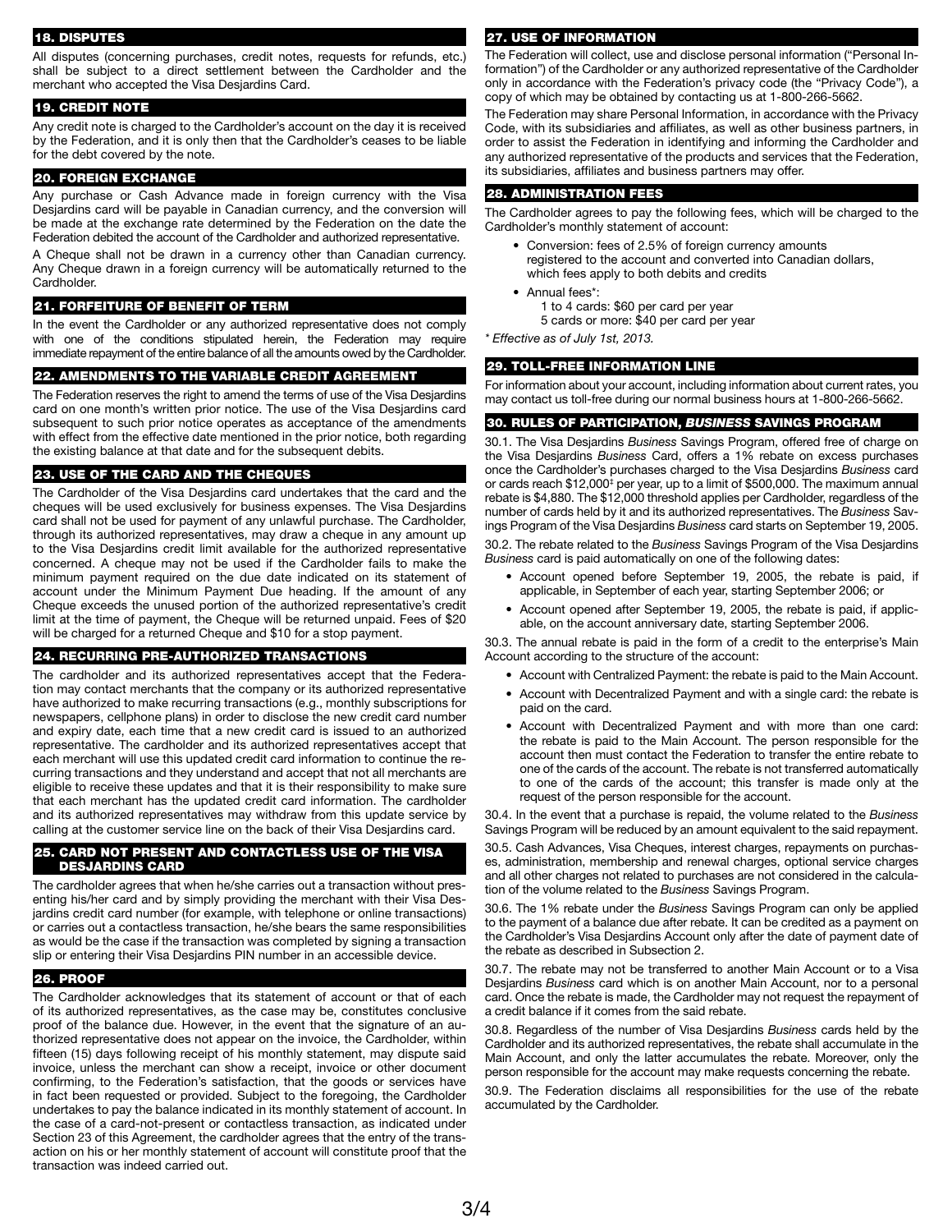## 18. DISPUTES

All disputes (concerning purchases, credit notes, requests for refunds, etc.) shall be subject to a direct settlement between the Cardholder and the merchant who accepted the Visa Desjardins Card.

## 19. CREDIT NOTE

Any credit note is charged to the Cardholder's account on the day it is received by the Federation, and it is only then that the Cardholder's ceases to be liable for the debt covered by the note.

## 20. FOREIGN EXCHANGE

Any purchase or Cash Advance made in foreign currency with the Visa Desjardins card will be payable in Canadian currency, and the conversion will be made at the exchange rate determined by the Federation on the date the Federation debited the account of the Cardholder and authorized representative.

A Cheque shall not be drawn in a currency other than Canadian currency. Any Cheque drawn in a foreign currency will be automatically returned to the Cardholder.

## 21. FORFEITURE OF BENEFIT OF TERM

In the event the Cardholder or any authorized representative does not comply with one of the conditions stipulated herein, the Federation may require immediate repayment of the entire balance of all the amounts owed by the Cardholder.

## 22. AMENDMENTS TO THE VARIABLE CREDIT AGREEMENT

The Federation reserves the right to amend the terms of use of the Visa Desjardins card on one month's written prior notice. The use of the Visa Desjardins card subsequent to such prior notice operates as acceptance of the amendments with effect from the effective date mentioned in the prior notice, both regarding the existing balance at that date and for the subsequent debits.

## 23. USE OF THE CARD AND THE CHEQUES

The Cardholder of the Visa Desjardins card undertakes that the card and the cheques will be used exclusively for business expenses. The Visa Desjardins card shall not be used for payment of any unlawful purchase. The Cardholder, through its authorized representatives, may draw a cheque in any amount up to the Visa Desjardins credit limit available for the authorized representative concerned. A cheque may not be used if the Cardholder fails to make the minimum payment required on the due date indicated on its statement of account under the Minimum Payment Due heading. If the amount of any Cheque exceeds the unused portion of the authorized representative's credit limit at the time of payment, the Cheque will be returned unpaid. Fees of $20 will be charged for a returned Cheque and $10 for a stop payment.

## 24. RECURRING PRE-AUTHORIZED TRANSACTIONS

The cardholder and its authorized representatives accept that the Federation may contact merchants that the company or its authorized representative have authorized to make recurring transactions (e.g., monthly subscriptions for newspapers, cellphone plans) in order to disclose the new credit card number and expiry date, each time that a new credit card is issued to an authorized representative. The cardholder and its authorized representatives accept that each merchant will use this updated credit card information to continue the recurring transactions and they understand and accept that not all merchants are eligible to receive these updates and that it is their responsibility to make sure that each merchant has the updated credit card information. The cardholder and its authorized representatives may withdraw from this update service by calling at the customer service line on the back of their Visa Desjardins card.

## 25. CARD NOT PRESENT AND CONTACTLESS USE OF THE VISA DESJARDINS CARD

The cardholder agrees that when he/she carries out a transaction without presenting his/her card and by simply providing the merchant with their Visa Desjardins credit card number (for example, with telephone or online transactions) or carries out a contactless transaction, he/she bears the same responsibilities as would be the case if the transaction was completed by signing a transaction slip or entering their Visa Desjardins PIN number in an accessible device.

## 26. PROOF

The Cardholder acknowledges that its statement of account or that of each of its authorized representatives, as the case may be, constitutes conclusive proof of the balance due. However, in the event that the signature of an authorized representative does not appear on the invoice, the Cardholder, within fifteen (15) days following receipt of his monthly statement, may dispute said invoice, unless the merchant can show a receipt, invoice or other document confirming, to the Federation's satisfaction, that the goods or services have in fact been requested or provided. Subject to the foregoing, the Cardholder undertakes to pay the balance indicated in its monthly statement of account. In the case of a card-not-present or contactless transaction, as indicated under Section 23 of this Agreement, the cardholder agrees that the entry of the transaction on his or her monthly statement of account will constitute proof that the transaction was indeed carried out.

## 27. USE OF INFORMATION

The Federation will collect, use and disclose personal information ("Personal Information") of the Cardholder or any authorized representative of the Cardholder only in accordance with the Federation's privacy code (the "Privacy Code"), a copy of which may be obtained by contacting us at 1-800-266-5662.

The Federation may share Personal Information, in accordance with the Privacy Code, with its subsidiaries and affiliates, as well as other business partners, in order to assist the Federation in identifying and informing the Cardholder and any authorized representative of the products and services that the Federation, its subsidiaries, affiliates and business partners may offer.

## 28. ADMINISTRATION FEES

The Cardholder agrees to pay the following fees, which will be charged to the Cardholder's monthly statement of account:

- Conversion: fees of 2.5% of foreign currency amounts registered to the account and converted into Canadian dollars, which fees apply to both debits and credits
- Annual fees*:
  1 to 4 cards: $60 per card per year
  5 cards or more: $40 per card per year

*\* Effective as of July 1st, 2013.*

## 29. TOLL-FREE INFORMATION LINE

For information about your account, including information about current rates, you may contact us toll-free during our normal business hours at 1-800-266-5662.

## 30. RULES OF PARTICIPATION, *BUSINESS* SAVINGS PROGRAM

30.1. The Visa Desjardins *Business* Savings Program, offered free of charge on the Visa Desjardins *Business* Card, offers a 1% rebate on excess purchases once the Cardholder's purchases charged to the Visa Desjardins *Business* card or cards reach $12,000[‡] per year, up to a limit of $500,000. The maximum annual rebate is $4,880. The $12,000 threshold applies per Cardholder, regardless of the number of cards held by it and its authorized representatives. The *Business* Savings Program of the Visa Desjardins *Business* card starts on September 19, 2005.

30.2. The rebate related to the *Business* Savings Program of the Visa Desjardins *Business* card is paid automatically on one of the following dates:

- Account opened before September 19, 2005, the rebate is paid, if applicable, in September of each year, starting September 2006; or
- Account opened after September 19, 2005, the rebate is paid, if applicable, on the account anniversary date, starting September 2006.

30.3. The annual rebate is paid in the form of a credit to the enterprise's Main Account according to the structure of the account:

- Account with Centralized Payment: the rebate is paid to the Main Account.
- Account with Decentralized Payment and with a single card: the rebate is paid on the card.
- Account with Decentralized Payment and with more than one card: the rebate is paid to the Main Account. The person responsible for the account then must contact the Federation to transfer the entire rebate to one of the cards of the account. The rebate is not transferred automatically to one of the cards of the account; this transfer is made only at the request of the person responsible for the account.

30.4. In the event that a purchase is repaid, the volume related to the *Business* Savings Program will be reduced by an amount equivalent to the said repayment.

30.5. Cash Advances, Visa Cheques, interest charges, repayments on purchases, administration, membership and renewal charges, optional service charges and all other charges not related to purchases are not considered in the calculation of the volume related to the *Business* Savings Program.

30.6. The 1% rebate under the *Business* Savings Program can only be applied to the payment of a balance due after rebate. It can be credited as a payment on the Cardholder's Visa Desjardins Account only after the date of payment date of the rebate as described in Subsection 2.

30.7. The rebate may not be transferred to another Main Account or to a Visa Desjardins *Business* card which is on another Main Account, nor to a personal card. Once the rebate is made, the Cardholder may not request the repayment of a credit balance if it comes from the said rebate.

30.8. Regardless of the number of Visa Desjardins *Business* cards held by the Cardholder and its authorized representatives, the rebate shall accumulate in the Main Account, and only the latter accumulates the rebate. Moreover, only the person responsible for the account may make requests concerning the rebate.

30.9. The Federation disclaims all responsibilities for the use of the rebate accumulated by the Cardholder.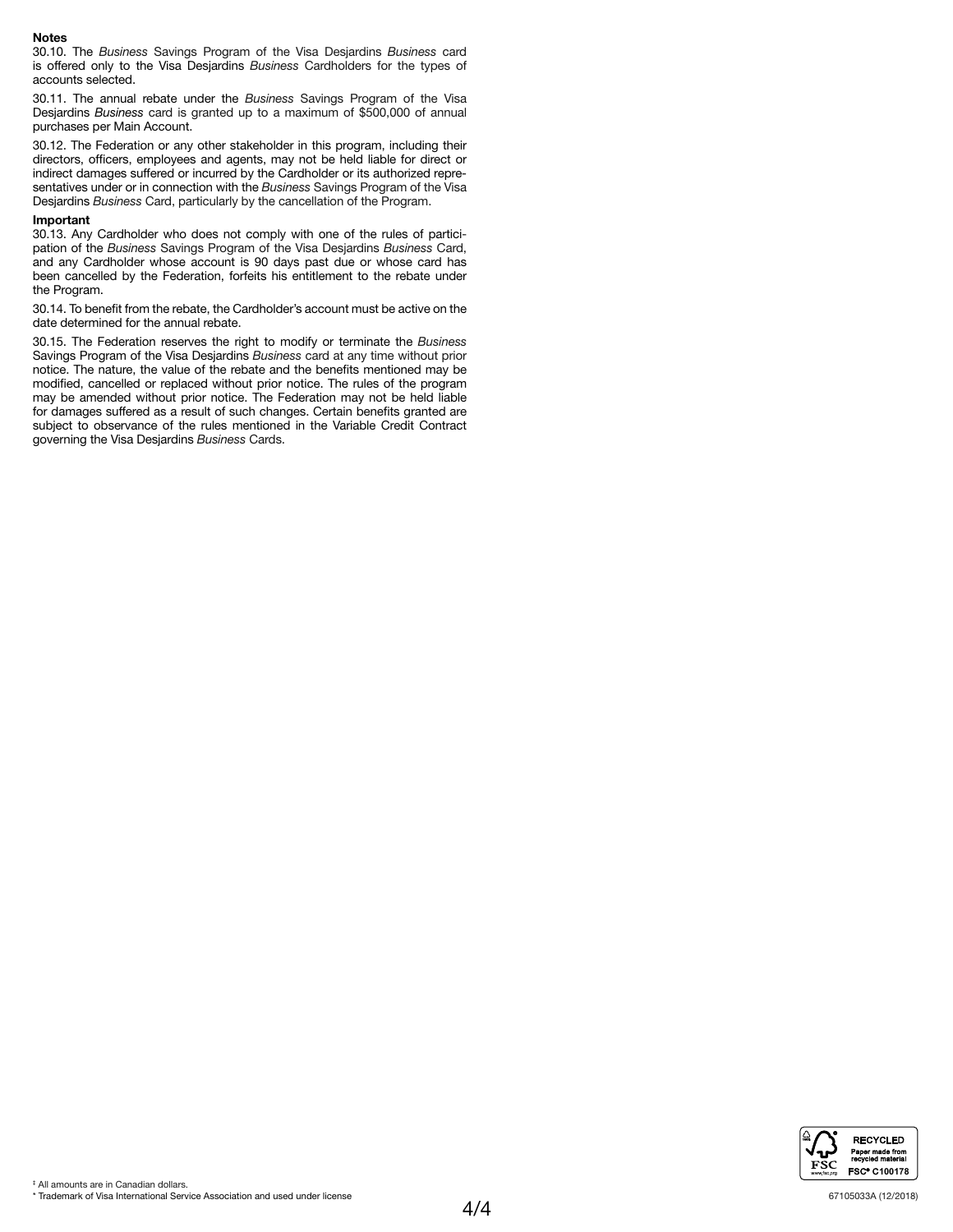**Notes**

30.10. The *Business* Savings Program of the Visa Desjardins *Business* card is offered only to the Visa Desjardins *Business* Cardholders for the types of accounts selected.

30.11. The annual rebate under the *Business* Savings Program of the Visa Desjardins *Business* card is granted up to a maximum of $500,000 of annual purchases per Main Account.

30.12. The Federation or any other stakeholder in this program, including their directors, officers, employees and agents, may not be held liable for direct or indirect damages suffered or incurred by the Cardholder or its authorized representatives under or in connection with the *Business* Savings Program of the Visa Desjardins *Business* Card, particularly by the cancellation of the Program.

**Important**

30.13. Any Cardholder who does not comply with one of the rules of participation of the *Business* Savings Program of the Visa Desjardins *Business* Card, and any Cardholder whose account is 90 days past due or whose card has been cancelled by the Federation, forfeits his entitlement to the rebate under the Program.

30.14. To benefit from the rebate, the Cardholder's account must be active on the date determined for the annual rebate.

30.15. The Federation reserves the right to modify or terminate the *Business* Savings Program of the Visa Desjardins *Business* card at any time without prior notice. The nature, the value of the rebate and the benefits mentioned may be modified, cancelled or replaced without prior notice. The rules of the program may be amended without prior notice. The Federation may not be held liable for damages suffered as a result of such changes. Certain benefits granted are subject to observance of the rules mentioned in the Variable Credit Contract governing the Visa Desjardins *Business* Cards.

RECYCLED
Paper made from recycled material
FSC® C100178

‡ All amounts are in Canadian dollars.
* Trademark of Visa International Service Association and used under license

67105033A (12/2018)